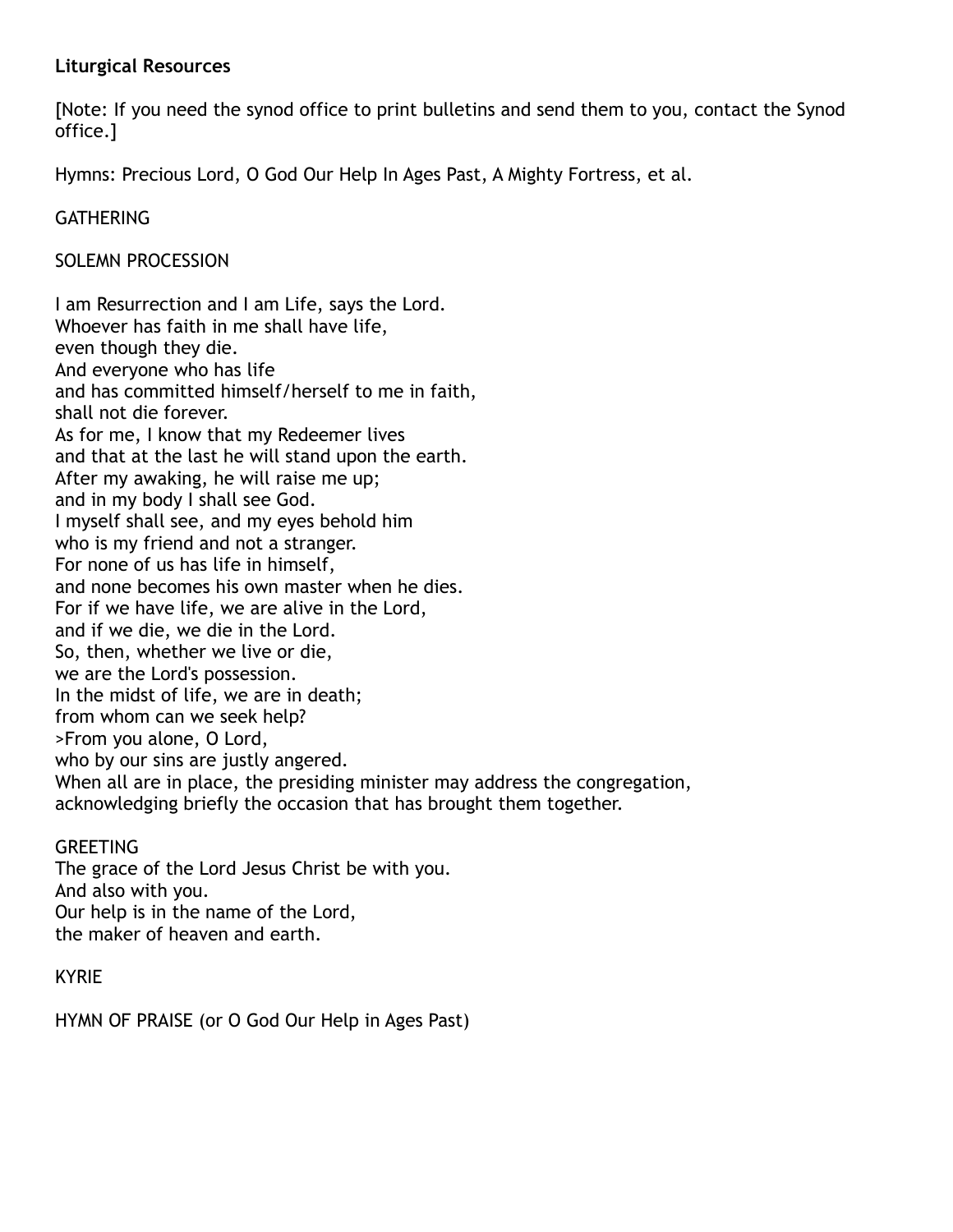**Liturgical Resources**

[Note: If you need the synod office to print bulletins and send them to you, contact the Synod office.]

Hymns: Precious Lord, O God Our Help In Ages Past, A Mighty Fortress, et al.

GATHERING

SOLEMN PROCESSION

I am Resurrection and I am Life, says the Lord.  
Whoever has faith in me shall have life,  
even though they die.  
And everyone who has life  
and has committed himself/herself to me in faith,  
shall not die forever.  
As for me, I know that my Redeemer lives  
and that at the last he will stand upon the earth.  
After my awaking, he will raise me up;  
and in my body I shall see God.  
I myself shall see, and my eyes behold him  
who is my friend and not a stranger.  
For none of us has life in himself,  
and none becomes his own master when he dies.  
For if we have life, we are alive in the Lord,  
and if we die, we die in the Lord.  
So, then, whether we live or die,  
we are the Lord's possession.  
In the midst of life, we are in death;  
from whom can we seek help?  
>From you alone, O Lord,  
who by our sins are justly angered.  
When all are in place, the presiding minister may address the congregation,  
acknowledging briefly the occasion that has brought them together.

GREETING  
The grace of the Lord Jesus Christ be with you.  
And also with you.  
Our help is in the name of the Lord,  
the maker of heaven and earth.

KYRIE

HYMN OF PRAISE (or O God Our Help in Ages Past)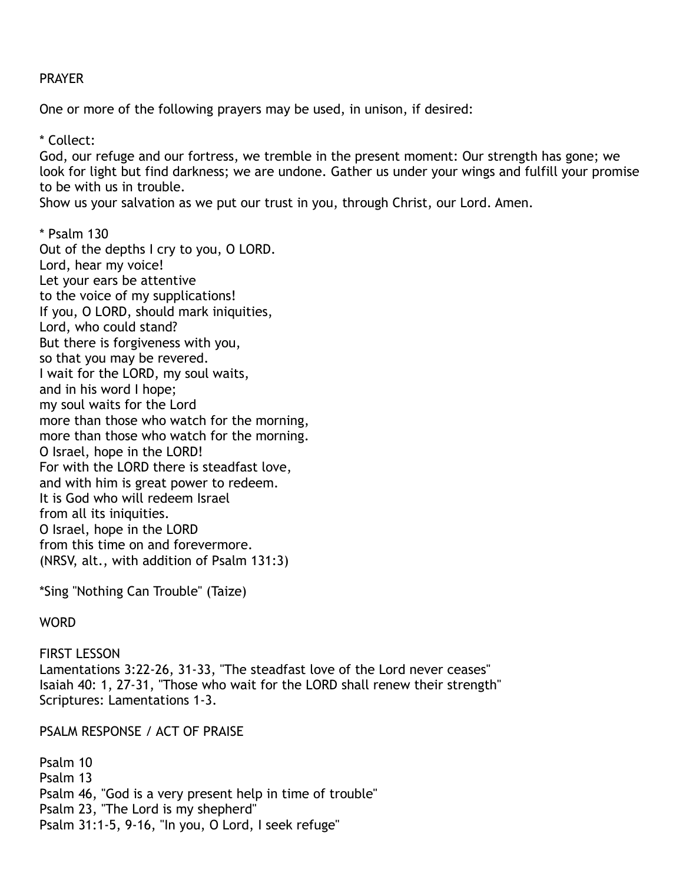## PRAYER

One or more of the following prayers may be used, in unison, if desired:

* Collect:
God, our refuge and our fortress, we tremble in the present moment: Our strength has gone; we look for light but find darkness; we are undone. Gather us under your wings and fulfill your promise to be with us in trouble.
Show us your salvation as we put our trust in you, through Christ, our Lord. Amen.

* Psalm 130
Out of the depths I cry to you, O LORD.
Lord, hear my voice!
Let your ears be attentive
to the voice of my supplications!
If you, O LORD, should mark iniquities,
Lord, who could stand?
But there is forgiveness with you,
so that you may be revered.
I wait for the LORD, my soul waits,
and in his word I hope;
my soul waits for the Lord
more than those who watch for the morning,
more than those who watch for the morning.
O Israel, hope in the LORD!
For with the LORD there is steadfast love,
and with him is great power to redeem.
It is God who will redeem Israel
from all its iniquities.
O Israel, hope in the LORD
from this time on and forevermore.
(NRSV, alt., with addition of Psalm 131:3)

*Sing "Nothing Can Trouble" (Taize)

## WORD

### FIRST LESSON

Lamentations 3:22-26, 31-33, "The steadfast love of the Lord never ceases"
Isaiah 40: 1, 27-31, "Those who wait for the LORD shall renew their strength"
Scriptures: Lamentations 1-3.

### PSALM RESPONSE / ACT OF PRAISE

Psalm 10
Psalm 13
Psalm 46, "God is a very present help in time of trouble"
Psalm 23, "The Lord is my shepherd"
Psalm 31:1-5, 9-16, "In you, O Lord, I seek refuge"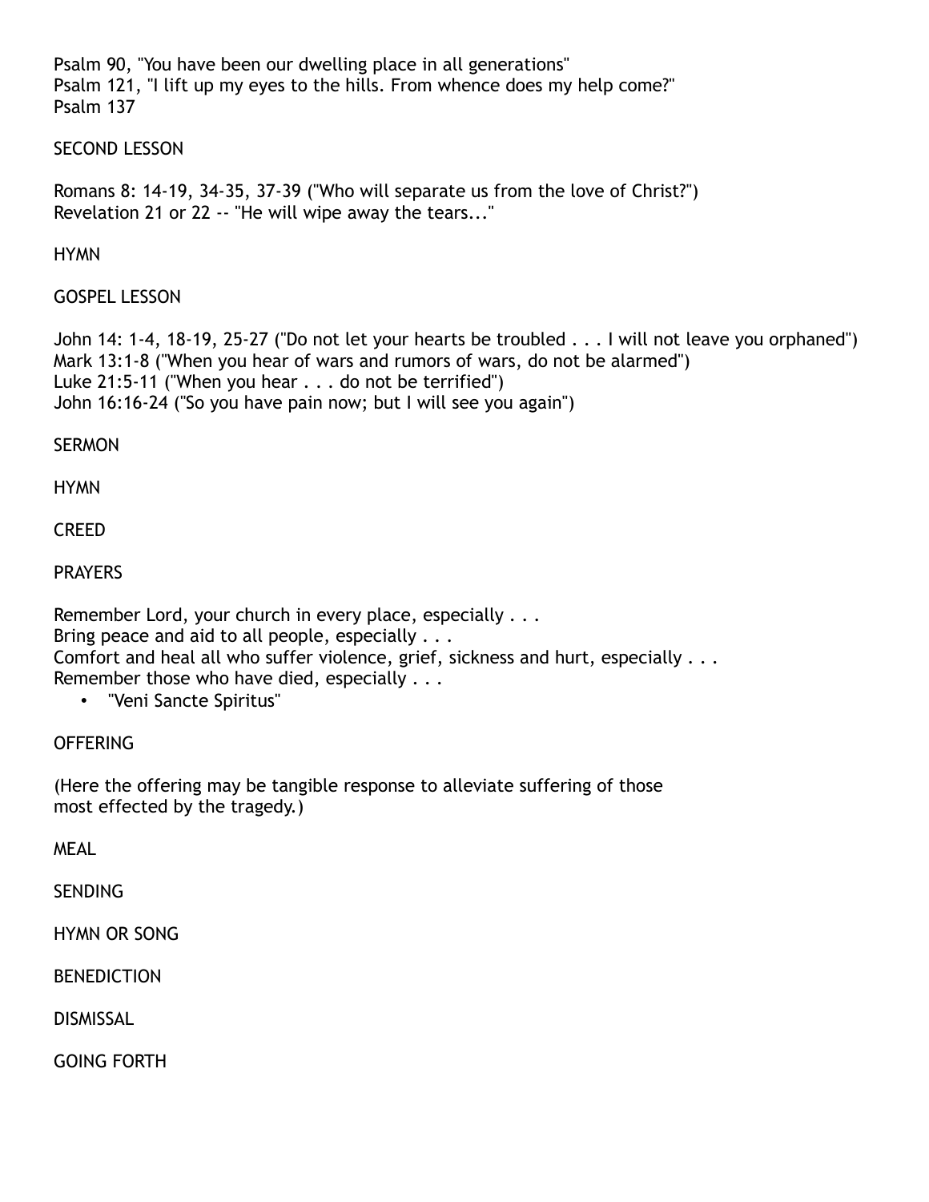Psalm 90, "You have been our dwelling place in all generations"
Psalm 121, "I lift up my eyes to the hills. From whence does my help come?"
Psalm 137

SECOND LESSON

Romans 8: 14-19, 34-35, 37-39 ("Who will separate us from the love of Christ?")
Revelation 21 or 22 -- "He will wipe away the tears..."

HYMN

GOSPEL LESSON

John 14: 1-4, 18-19, 25-27 ("Do not let your hearts be troubled . . . I will not leave you orphaned")
Mark 13:1-8 ("When you hear of wars and rumors of wars, do not be alarmed")
Luke 21:5-11 ("When you hear . . . do not be terrified")
John 16:16-24 ("So you have pain now; but I will see you again")

SERMON

HYMN

CREED

PRAYERS

Remember Lord, your church in every place, especially . . .
Bring peace and aid to all people, especially . . .
Comfort and heal all who suffer violence, grief, sickness and hurt, especially . . .
Remember those who have died, especially . . .

- "Veni Sancte Spiritus"

OFFERING

(Here the offering may be tangible response to alleviate suffering of those most effected by the tragedy.)

MEAL

SENDING

HYMN OR SONG

BENEDICTION

DISMISSAL

GOING FORTH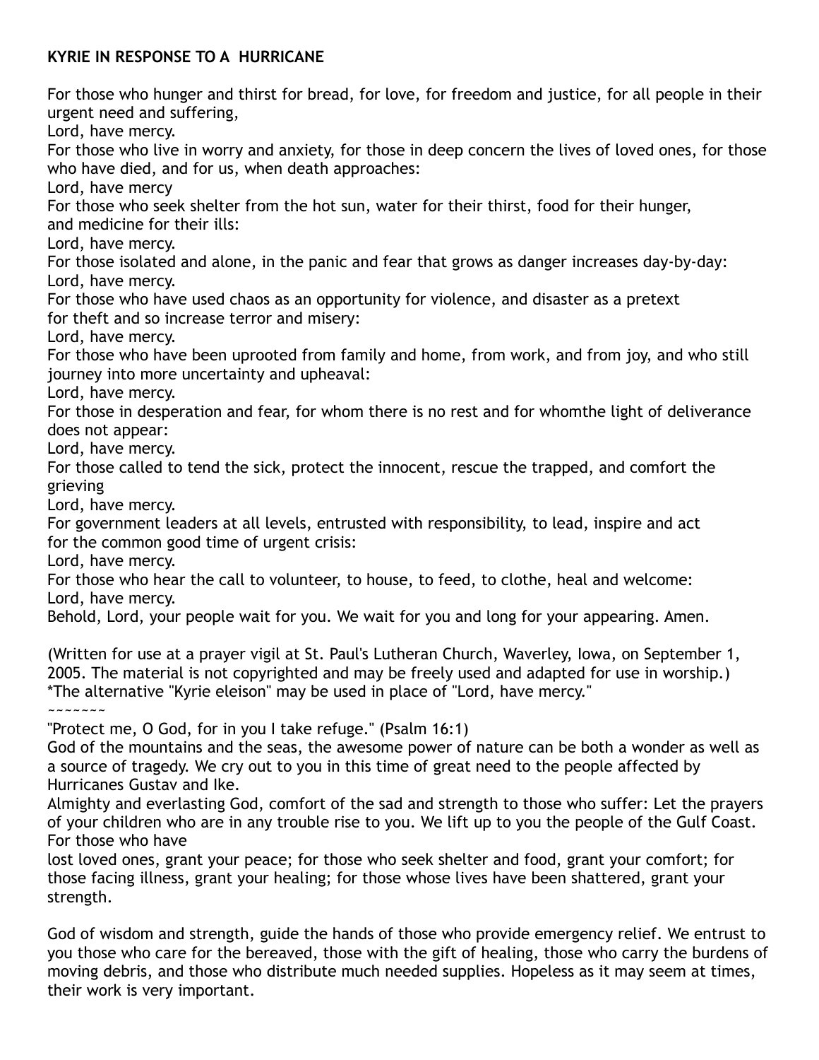**KYRIE IN RESPONSE TO A HURRICANE**

For those who hunger and thirst for bread, for love, for freedom and justice, for all people in their urgent need and suffering,
Lord, have mercy.
For those who live in worry and anxiety, for those in deep concern the lives of loved ones, for those who have died, and for us, when death approaches:
Lord, have mercy
For those who seek shelter from the hot sun, water for their thirst, food for their hunger, and medicine for their ills:
Lord, have mercy.
For those isolated and alone, in the panic and fear that grows as danger increases day-by-day:
Lord, have mercy.
For those who have used chaos as an opportunity for violence, and disaster as a pretext for theft and so increase terror and misery:
Lord, have mercy.
For those who have been uprooted from family and home, from work, and from joy, and who still journey into more uncertainty and upheaval:
Lord, have mercy.
For those in desperation and fear, for whom there is no rest and for whomthe light of deliverance does not appear:
Lord, have mercy.
For those called to tend the sick, protect the innocent, rescue the trapped, and comfort the grieving
Lord, have mercy.
For government leaders at all levels, entrusted with responsibility, to lead, inspire and act for the common good time of urgent crisis:
Lord, have mercy.
For those who hear the call to volunteer, to house, to feed, to clothe, heal and welcome:
Lord, have mercy.
Behold, Lord, your people wait for you. We wait for you and long for your appearing. Amen.

(Written for use at a prayer vigil at St. Paul's Lutheran Church, Waverley, Iowa, on September 1, 2005. The material is not copyrighted and may be freely used and adapted for use in worship.)
*The alternative "Kyrie eleison" may be used in place of "Lord, have mercy."

~~~~~~~

"Protect me, O God, for in you I take refuge." (Psalm 16:1)
God of the mountains and the seas, the awesome power of nature can be both a wonder as well as a source of tragedy. We cry out to you in this time of great need to the people affected by Hurricanes Gustav and Ike.
Almighty and everlasting God, comfort of the sad and strength to those who suffer: Let the prayers of your children who are in any trouble rise to you. We lift up to you the people of the Gulf Coast. For those who have
lost loved ones, grant your peace; for those who seek shelter and food, grant your comfort; for those facing illness, grant your healing; for those whose lives have been shattered, grant your strength.

God of wisdom and strength, guide the hands of those who provide emergency relief. We entrust to you those who care for the bereaved, those with the gift of healing, those who carry the burdens of moving debris, and those who distribute much needed supplies. Hopeless as it may seem at times, their work is very important.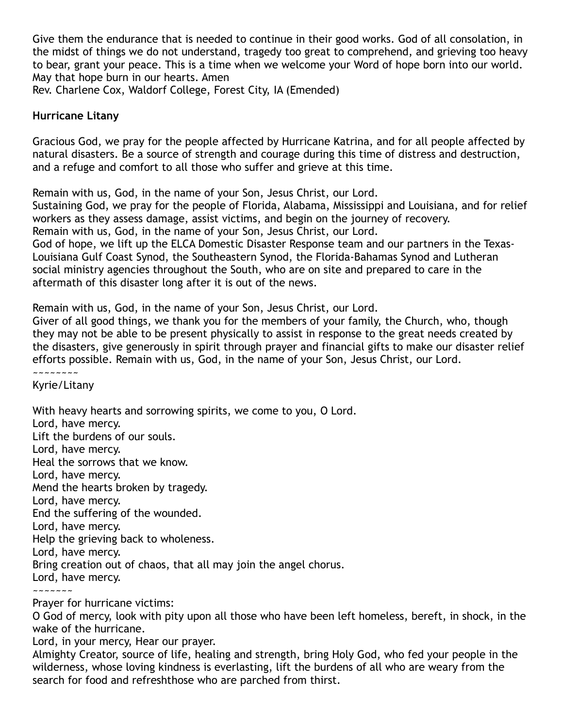Give them the endurance that is needed to continue in their good works. God of all consolation, in the midst of things we do not understand, tragedy too great to comprehend, and grieving too heavy to bear, grant your peace. This is a time when we welcome your Word of hope born into our world. May that hope burn in our hearts. Amen
Rev. Charlene Cox, Waldorf College, Forest City, IA (Emended)

**Hurricane Litany**

Gracious God, we pray for the people affected by Hurricane Katrina, and for all people affected by natural disasters. Be a source of strength and courage during this time of distress and destruction, and a refuge and comfort to all those who suffer and grieve at this time.

Remain with us, God, in the name of your Son, Jesus Christ, our Lord.
Sustaining God, we pray for the people of Florida, Alabama, Mississippi and Louisiana, and for relief workers as they assess damage, assist victims, and begin on the journey of recovery.
Remain with us, God, in the name of your Son, Jesus Christ, our Lord.
God of hope, we lift up the ELCA Domestic Disaster Response team and our partners in the Texas-Louisiana Gulf Coast Synod, the Southeastern Synod, the Florida-Bahamas Synod and Lutheran social ministry agencies throughout the South, who are on site and prepared to care in the aftermath of this disaster long after it is out of the news.

Remain with us, God, in the name of your Son, Jesus Christ, our Lord.
Giver of all good things, we thank you for the members of your family, the Church, who, though they may not be able to be present physically to assist in response to the great needs created by the disasters, give generously in spirit through prayer and financial gifts to make our disaster relief efforts possible. Remain with us, God, in the name of your Son, Jesus Christ, our Lord.
~~~~~~~~
Kyrie/Litany

With heavy hearts and sorrowing spirits, we come to you, O Lord.
Lord, have mercy.
Lift the burdens of our souls.
Lord, have mercy.
Heal the sorrows that we know.
Lord, have mercy.
Mend the hearts broken by tragedy.
Lord, have mercy.
End the suffering of the wounded.
Lord, have mercy.
Help the grieving back to wholeness.
Lord, have mercy.
Bring creation out of chaos, that all may join the angel chorus.
Lord, have mercy.
~~~~~~~
Prayer for hurricane victims:
O God of mercy, look with pity upon all those who have been left homeless, bereft, in shock, in the wake of the hurricane.
Lord, in your mercy, Hear our prayer.
Almighty Creator, source of life, healing and strength, bring Holy God, who fed your people in the wilderness, whose loving kindness is everlasting, lift the burdens of all who are weary from the search for food and refreshthose who are parched from thirst.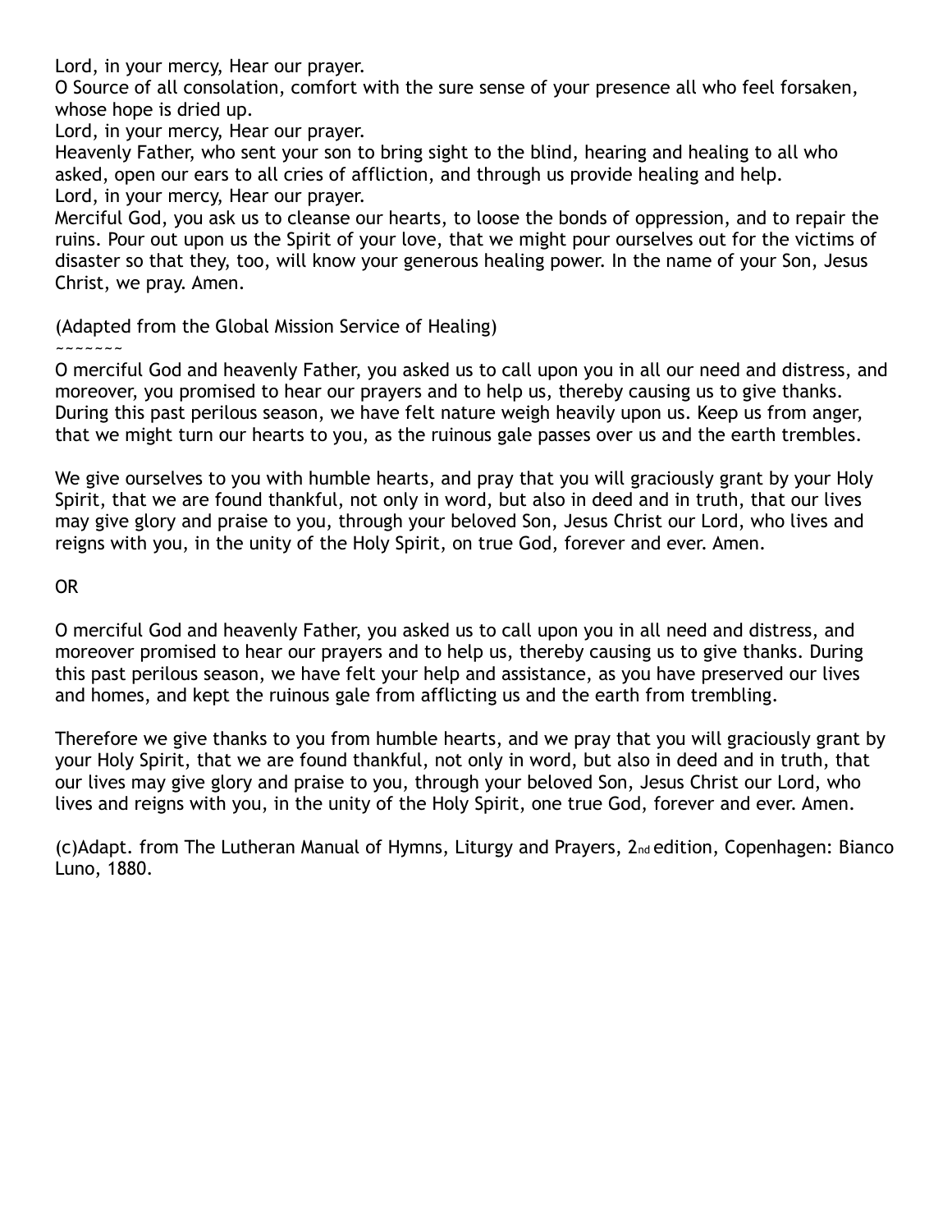Lord, in your mercy, Hear our prayer.

O Source of all consolation, comfort with the sure sense of your presence all who feel forsaken, whose hope is dried up.

Lord, in your mercy, Hear our prayer.

Heavenly Father, who sent your son to bring sight to the blind, hearing and healing to all who asked, open our ears to all cries of affliction, and through us provide healing and help.

Lord, in your mercy, Hear our prayer.

Merciful God, you ask us to cleanse our hearts, to loose the bonds of oppression, and to repair the ruins. Pour out upon us the Spirit of your love, that we might pour ourselves out for the victims of disaster so that they, too, will know your generous healing power. In the name of your Son, Jesus Christ, we pray. Amen.

(Adapted from the Global Mission Service of Healing)

~~~~~~~

O merciful God and heavenly Father, you asked us to call upon you in all our need and distress, and moreover, you promised to hear our prayers and to help us, thereby causing us to give thanks. During this past perilous season, we have felt nature weigh heavily upon us. Keep us from anger, that we might turn our hearts to you, as the ruinous gale passes over us and the earth trembles.

We give ourselves to you with humble hearts, and pray that you will graciously grant by your Holy Spirit, that we are found thankful, not only in word, but also in deed and in truth, that our lives may give glory and praise to you, through your beloved Son, Jesus Christ our Lord, who lives and reigns with you, in the unity of the Holy Spirit, on true God, forever and ever. Amen.

OR

O merciful God and heavenly Father, you asked us to call upon you in all need and distress, and moreover promised to hear our prayers and to help us, thereby causing us to give thanks. During this past perilous season, we have felt your help and assistance, as you have preserved our lives and homes, and kept the ruinous gale from afflicting us and the earth from trembling.

Therefore we give thanks to you from humble hearts, and we pray that you will graciously grant by your Holy Spirit, that we are found thankful, not only in word, but also in deed and in truth, that our lives may give glory and praise to you, through your beloved Son, Jesus Christ our Lord, who lives and reigns with you, in the unity of the Holy Spirit, one true God, forever and ever. Amen.

(c)Adapt. from The Lutheran Manual of Hymns, Liturgy and Prayers, 2nd edition, Copenhagen: Bianco Luno, 1880.